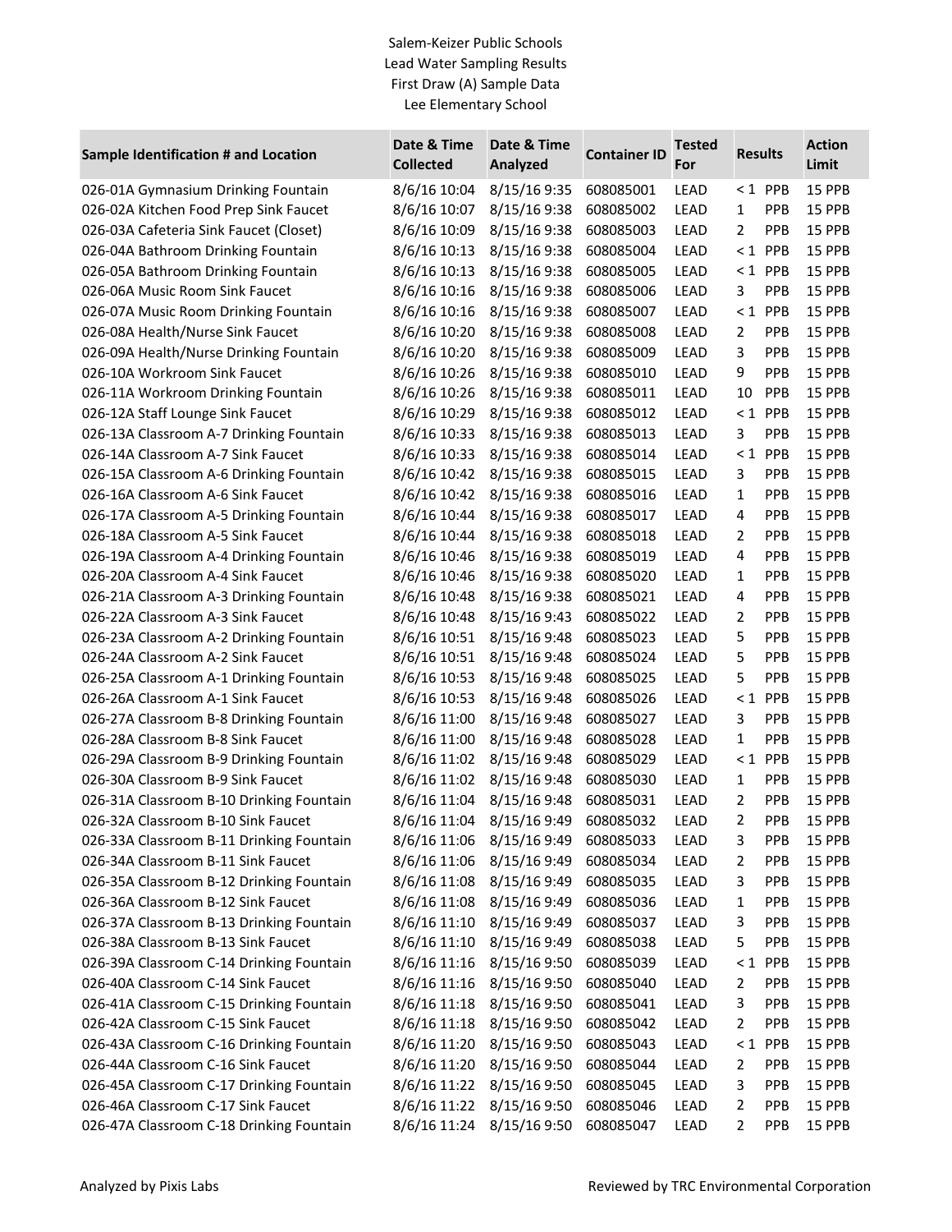Salem-Keizer Public Schools
Lead Water Sampling Results
First Draw (A) Sample Data
Lee Elementary School

| Sample Identification # and Location | Date & Time Collected | Date & Time Analyzed | Container ID | Tested For | Results | Action Limit |
|---|---|---|---|---|---|---|
| 026-01A Gymnasium Drinking Fountain | 8/6/16 10:04 | 8/15/16 9:35 | 608085001 | LEAD | < 1 PPB | 15 PPB |
| 026-02A Kitchen Food Prep Sink Faucet | 8/6/16 10:07 | 8/15/16 9:38 | 608085002 | LEAD | 1 PPB | 15 PPB |
| 026-03A Cafeteria Sink Faucet (Closet) | 8/6/16 10:09 | 8/15/16 9:38 | 608085003 | LEAD | 2 PPB | 15 PPB |
| 026-04A Bathroom Drinking Fountain | 8/6/16 10:13 | 8/15/16 9:38 | 608085004 | LEAD | < 1 PPB | 15 PPB |
| 026-05A Bathroom Drinking Fountain | 8/6/16 10:13 | 8/15/16 9:38 | 608085005 | LEAD | < 1 PPB | 15 PPB |
| 026-06A Music Room Sink Faucet | 8/6/16 10:16 | 8/15/16 9:38 | 608085006 | LEAD | 3 PPB | 15 PPB |
| 026-07A Music Room Drinking Fountain | 8/6/16 10:16 | 8/15/16 9:38 | 608085007 | LEAD | < 1 PPB | 15 PPB |
| 026-08A Health/Nurse Sink Faucet | 8/6/16 10:20 | 8/15/16 9:38 | 608085008 | LEAD | 2 PPB | 15 PPB |
| 026-09A Health/Nurse Drinking Fountain | 8/6/16 10:20 | 8/15/16 9:38 | 608085009 | LEAD | 3 PPB | 15 PPB |
| 026-10A Workroom Sink Faucet | 8/6/16 10:26 | 8/15/16 9:38 | 608085010 | LEAD | 9 PPB | 15 PPB |
| 026-11A Workroom Drinking Fountain | 8/6/16 10:26 | 8/15/16 9:38 | 608085011 | LEAD | 10 PPB | 15 PPB |
| 026-12A Staff Lounge Sink Faucet | 8/6/16 10:29 | 8/15/16 9:38 | 608085012 | LEAD | < 1 PPB | 15 PPB |
| 026-13A Classroom A-7 Drinking Fountain | 8/6/16 10:33 | 8/15/16 9:38 | 608085013 | LEAD | 3 PPB | 15 PPB |
| 026-14A Classroom A-7 Sink Faucet | 8/6/16 10:33 | 8/15/16 9:38 | 608085014 | LEAD | < 1 PPB | 15 PPB |
| 026-15A Classroom A-6 Drinking Fountain | 8/6/16 10:42 | 8/15/16 9:38 | 608085015 | LEAD | 3 PPB | 15 PPB |
| 026-16A Classroom A-6 Sink Faucet | 8/6/16 10:42 | 8/15/16 9:38 | 608085016 | LEAD | 1 PPB | 15 PPB |
| 026-17A Classroom A-5 Drinking Fountain | 8/6/16 10:44 | 8/15/16 9:38 | 608085017 | LEAD | 4 PPB | 15 PPB |
| 026-18A Classroom A-5 Sink Faucet | 8/6/16 10:44 | 8/15/16 9:38 | 608085018 | LEAD | 2 PPB | 15 PPB |
| 026-19A Classroom A-4 Drinking Fountain | 8/6/16 10:46 | 8/15/16 9:38 | 608085019 | LEAD | 4 PPB | 15 PPB |
| 026-20A Classroom A-4 Sink Faucet | 8/6/16 10:46 | 8/15/16 9:38 | 608085020 | LEAD | 1 PPB | 15 PPB |
| 026-21A Classroom A-3 Drinking Fountain | 8/6/16 10:48 | 8/15/16 9:38 | 608085021 | LEAD | 4 PPB | 15 PPB |
| 026-22A Classroom A-3 Sink Faucet | 8/6/16 10:48 | 8/15/16 9:43 | 608085022 | LEAD | 2 PPB | 15 PPB |
| 026-23A Classroom A-2 Drinking Fountain | 8/6/16 10:51 | 8/15/16 9:48 | 608085023 | LEAD | 5 PPB | 15 PPB |
| 026-24A Classroom A-2 Sink Faucet | 8/6/16 10:51 | 8/15/16 9:48 | 608085024 | LEAD | 5 PPB | 15 PPB |
| 026-25A Classroom A-1 Drinking Fountain | 8/6/16 10:53 | 8/15/16 9:48 | 608085025 | LEAD | 5 PPB | 15 PPB |
| 026-26A Classroom A-1 Sink Faucet | 8/6/16 10:53 | 8/15/16 9:48 | 608085026 | LEAD | < 1 PPB | 15 PPB |
| 026-27A Classroom B-8 Drinking Fountain | 8/6/16 11:00 | 8/15/16 9:48 | 608085027 | LEAD | 3 PPB | 15 PPB |
| 026-28A Classroom B-8 Sink Faucet | 8/6/16 11:00 | 8/15/16 9:48 | 608085028 | LEAD | 1 PPB | 15 PPB |
| 026-29A Classroom B-9 Drinking Fountain | 8/6/16 11:02 | 8/15/16 9:48 | 608085029 | LEAD | < 1 PPB | 15 PPB |
| 026-30A Classroom B-9 Sink Faucet | 8/6/16 11:02 | 8/15/16 9:48 | 608085030 | LEAD | 1 PPB | 15 PPB |
| 026-31A Classroom B-10 Drinking Fountain | 8/6/16 11:04 | 8/15/16 9:48 | 608085031 | LEAD | 2 PPB | 15 PPB |
| 026-32A Classroom B-10 Sink Faucet | 8/6/16 11:04 | 8/15/16 9:49 | 608085032 | LEAD | 2 PPB | 15 PPB |
| 026-33A Classroom B-11 Drinking Fountain | 8/6/16 11:06 | 8/15/16 9:49 | 608085033 | LEAD | 3 PPB | 15 PPB |
| 026-34A Classroom B-11 Sink Faucet | 8/6/16 11:06 | 8/15/16 9:49 | 608085034 | LEAD | 2 PPB | 15 PPB |
| 026-35A Classroom B-12 Drinking Fountain | 8/6/16 11:08 | 8/15/16 9:49 | 608085035 | LEAD | 3 PPB | 15 PPB |
| 026-36A Classroom B-12 Sink Faucet | 8/6/16 11:08 | 8/15/16 9:49 | 608085036 | LEAD | 1 PPB | 15 PPB |
| 026-37A Classroom B-13 Drinking Fountain | 8/6/16 11:10 | 8/15/16 9:49 | 608085037 | LEAD | 3 PPB | 15 PPB |
| 026-38A Classroom B-13 Sink Faucet | 8/6/16 11:10 | 8/15/16 9:49 | 608085038 | LEAD | 5 PPB | 15 PPB |
| 026-39A Classroom C-14 Drinking Fountain | 8/6/16 11:16 | 8/15/16 9:50 | 608085039 | LEAD | < 1 PPB | 15 PPB |
| 026-40A Classroom C-14 Sink Faucet | 8/6/16 11:16 | 8/15/16 9:50 | 608085040 | LEAD | 2 PPB | 15 PPB |
| 026-41A Classroom C-15 Drinking Fountain | 8/6/16 11:18 | 8/15/16 9:50 | 608085041 | LEAD | 3 PPB | 15 PPB |
| 026-42A Classroom C-15 Sink Faucet | 8/6/16 11:18 | 8/15/16 9:50 | 608085042 | LEAD | 2 PPB | 15 PPB |
| 026-43A Classroom C-16 Drinking Fountain | 8/6/16 11:20 | 8/15/16 9:50 | 608085043 | LEAD | < 1 PPB | 15 PPB |
| 026-44A Classroom C-16 Sink Faucet | 8/6/16 11:20 | 8/15/16 9:50 | 608085044 | LEAD | 2 PPB | 15 PPB |
| 026-45A Classroom C-17 Drinking Fountain | 8/6/16 11:22 | 8/15/16 9:50 | 608085045 | LEAD | 3 PPB | 15 PPB |
| 026-46A Classroom C-17 Sink Faucet | 8/6/16 11:22 | 8/15/16 9:50 | 608085046 | LEAD | 2 PPB | 15 PPB |
| 026-47A Classroom C-18 Drinking Fountain | 8/6/16 11:24 | 8/15/16 9:50 | 608085047 | LEAD | 2 PPB | 15 PPB |

Analyzed by Pixis Labs

Reviewed by TRC Environmental Corporation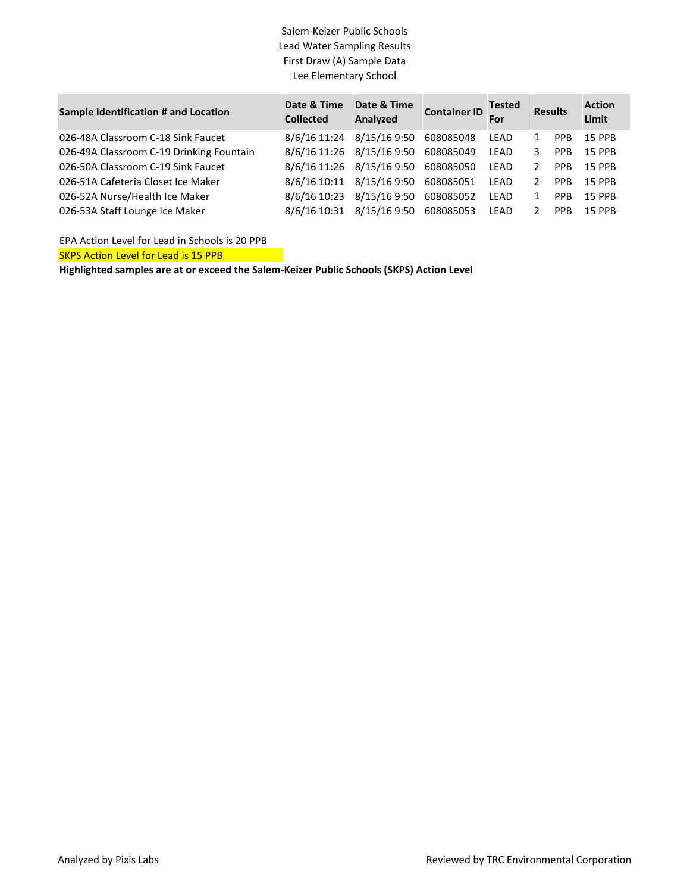Salem-Keizer Public Schools
Lead Water Sampling Results
First Draw (A) Sample Data
Lee Elementary School

| Sample Identification # and Location | Date & Time Collected | Date & Time Analyzed | Container ID | Tested For | Results | | Action Limit |
|---|---|---|---|---|---|---|---|
| 026-48A Classroom C-18 Sink Faucet | 8/6/16 11:24 | 8/15/16 9:50 | 608085048 | LEAD | 1 | PPB | 15 PPB |
| 026-49A Classroom C-19 Drinking Fountain | 8/6/16 11:26 | 8/15/16 9:50 | 608085049 | LEAD | 3 | PPB | 15 PPB |
| 026-50A Classroom C-19 Sink Faucet | 8/6/16 11:26 | 8/15/16 9:50 | 608085050 | LEAD | 2 | PPB | 15 PPB |
| 026-51A Cafeteria Closet Ice Maker | 8/6/16 10:11 | 8/15/16 9:50 | 608085051 | LEAD | 2 | PPB | 15 PPB |
| 026-52A Nurse/Health Ice Maker | 8/6/16 10:23 | 8/15/16 9:50 | 608085052 | LEAD | 1 | PPB | 15 PPB |
| 026-53A Staff Lounge Ice Maker | 8/6/16 10:31 | 8/15/16 9:50 | 608085053 | LEAD | 2 | PPB | 15 PPB |

EPA Action Level for Lead in Schools is 20 PPB

SKPS Action Level for Lead is 15 PPB

**Highlighted samples are at or exceed the Salem-Keizer Public Schools (SKPS) Action Level**

Analyzed by Pixis Labs

Reviewed by TRC Environmental Corporation